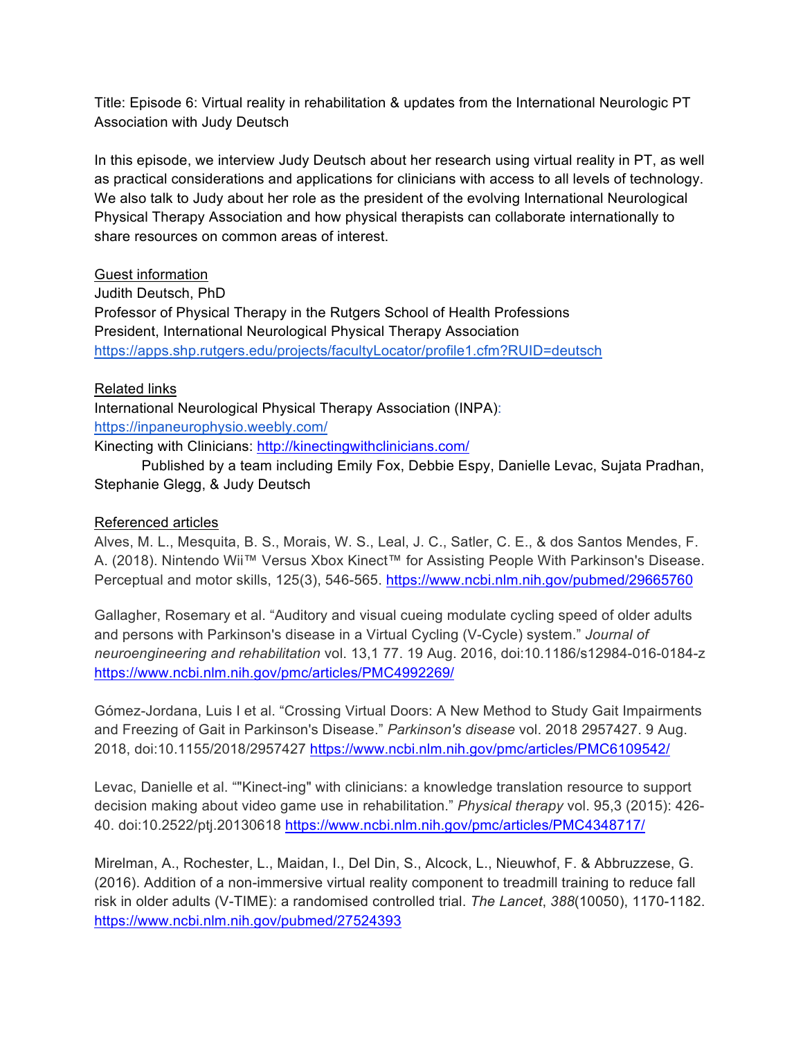Title: Episode 6: Virtual reality in rehabilitation & updates from the International Neurologic PT Association with Judy Deutsch

In this episode, we interview Judy Deutsch about her research using virtual reality in PT, as well as practical considerations and applications for clinicians with access to all levels of technology. We also talk to Judy about her role as the president of the evolving International Neurological Physical Therapy Association and how physical therapists can collaborate internationally to share resources on common areas of interest.

<u>Guest information</u>

Judith Deutsch, PhD
Professor of Physical Therapy in the Rutgers School of Health Professions
President, International Neurological Physical Therapy Association
https://apps.shp.rutgers.edu/projects/facultyLocator/profile1.cfm?RUID=deutsch

<u>Related links</u>

International Neurological Physical Therapy Association (INPA):
https://inpaneurophysio.weebly.com/
Kinecting with Clinicians: http://kinectingwithclinicians.com/
Published by a team including Emily Fox, Debbie Espy, Danielle Levac, Sujata Pradhan, Stephanie Glegg, & Judy Deutsch

<u>Referenced articles</u>

Alves, M. L., Mesquita, B. S., Morais, W. S., Leal, J. C., Satler, C. E., & dos Santos Mendes, F. A. (2018). Nintendo Wii™ Versus Xbox Kinect™ for Assisting People With Parkinson's Disease. Perceptual and motor skills, 125(3), 546-565. https://www.ncbi.nlm.nih.gov/pubmed/29665760

Gallagher, Rosemary et al. "Auditory and visual cueing modulate cycling speed of older adults and persons with Parkinson's disease in a Virtual Cycling (V-Cycle) system." *Journal of neuroengineering and rehabilitation* vol. 13,1 77. 19 Aug. 2016, doi:10.1186/s12984-016-0184-z https://www.ncbi.nlm.nih.gov/pmc/articles/PMC4992269/

Gómez-Jordana, Luis I et al. "Crossing Virtual Doors: A New Method to Study Gait Impairments and Freezing of Gait in Parkinson's Disease." *Parkinson's disease* vol. 2018 2957427. 9 Aug. 2018, doi:10.1155/2018/2957427 https://www.ncbi.nlm.nih.gov/pmc/articles/PMC6109542/

Levac, Danielle et al. ""Kinect-ing" with clinicians: a knowledge translation resource to support decision making about video game use in rehabilitation." *Physical therapy* vol. 95,3 (2015): 426-40. doi:10.2522/ptj.20130618 https://www.ncbi.nlm.nih.gov/pmc/articles/PMC4348717/

Mirelman, A., Rochester, L., Maidan, I., Del Din, S., Alcock, L., Nieuwhof, F. & Abbruzzese, G. (2016). Addition of a non-immersive virtual reality component to treadmill training to reduce fall risk in older adults (V-TIME): a randomised controlled trial. *The Lancet*, *388*(10050), 1170-1182. https://www.ncbi.nlm.nih.gov/pubmed/27524393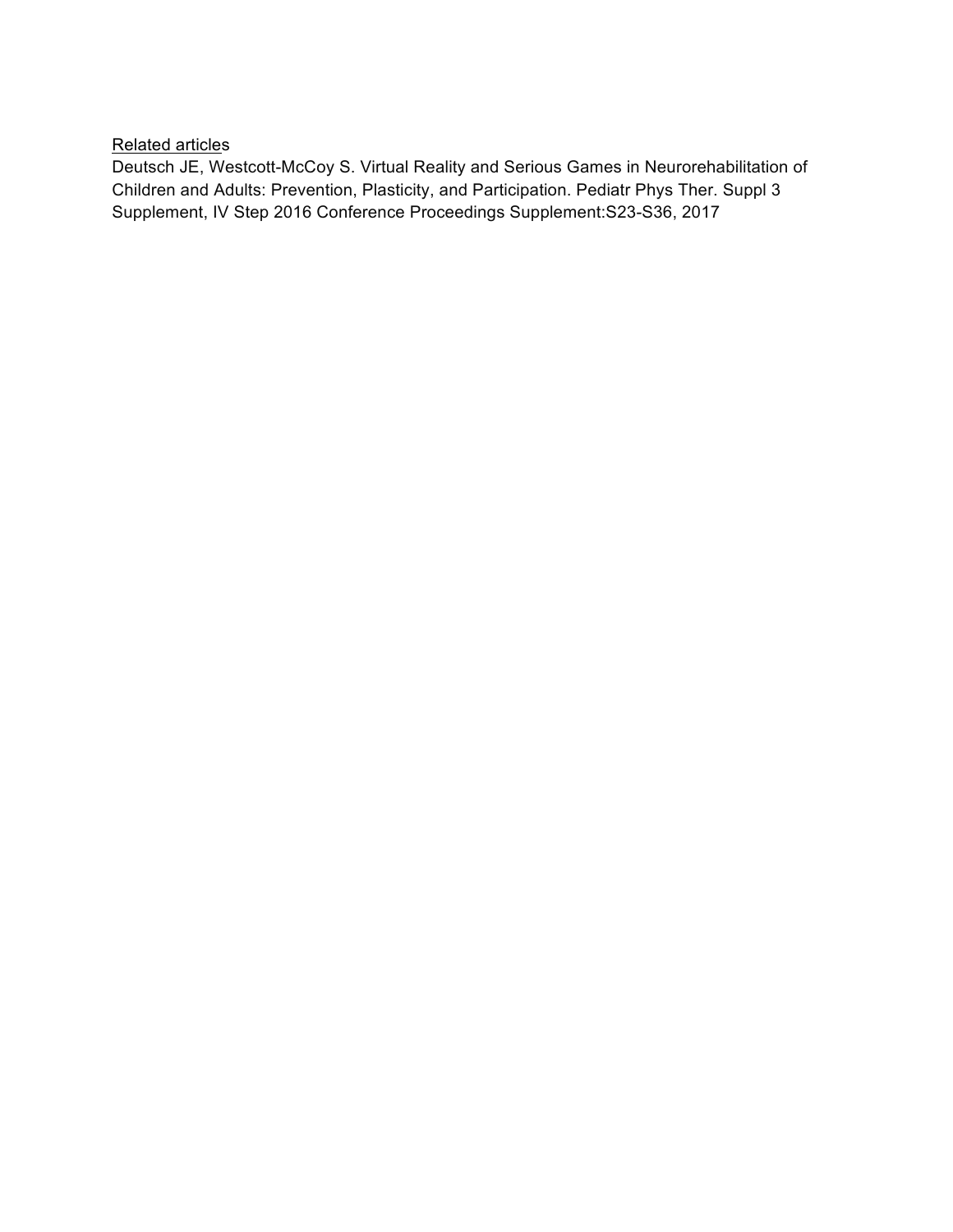Related articles

Deutsch JE, Westcott-McCoy S. Virtual Reality and Serious Games in Neurorehabilitation of Children and Adults: Prevention, Plasticity, and Participation. Pediatr Phys Ther. Suppl 3 Supplement, IV Step 2016 Conference Proceedings Supplement:S23-S36, 2017